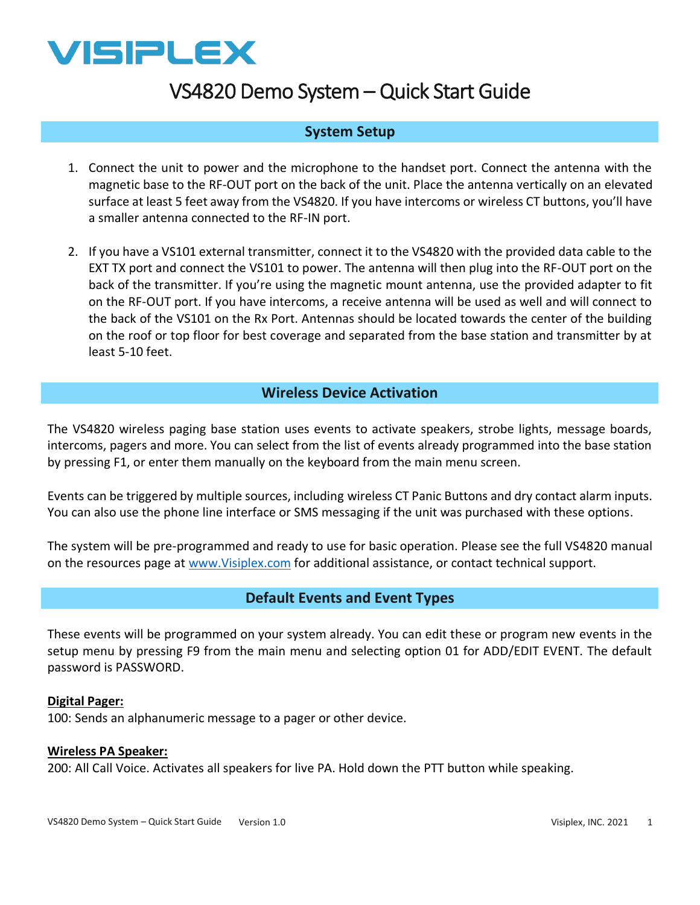# VISIPLEX

# VS4820 Demo System – Quick Start Guide

## System Setup

1. Connect the unit to power and the microphone to the handset port. Connect the antenna with the magnetic base to the RF-OUT port on the back of the unit. Place the antenna vertically on an elevated surface at least 5 feet away from the VS4820. If you have intercoms or wireless CT buttons, you'll have a smaller antenna connected to the RF-IN port.

2. If you have a VS101 external transmitter, connect it to the VS4820 with the provided data cable to the EXT TX port and connect the VS101 to power. The antenna will then plug into the RF-OUT port on the back of the transmitter. If you're using the magnetic mount antenna, use the provided adapter to fit on the RF-OUT port. If you have intercoms, a receive antenna will be used as well and will connect to the back of the VS101 on the Rx Port. Antennas should be located towards the center of the building on the roof or top floor for best coverage and separated from the base station and transmitter by at least 5-10 feet.

## Wireless Device Activation

The VS4820 wireless paging base station uses events to activate speakers, strobe lights, message boards, intercoms, pagers and more. You can select from the list of events already programmed into the base station by pressing F1, or enter them manually on the keyboard from the main menu screen.

Events can be triggered by multiple sources, including wireless CT Panic Buttons and dry contact alarm inputs. You can also use the phone line interface or SMS messaging if the unit was purchased with these options.

The system will be pre-programmed and ready to use for basic operation. Please see the full VS4820 manual on the resources page at [www.Visiplex.com](http://www.Visiplex.com) for additional assistance, or contact technical support.

## Default Events and Event Types

These events will be programmed on your system already. You can edit these or program new events in the setup menu by pressing F9 from the main menu and selecting option 01 for ADD/EDIT EVENT. The default password is PASSWORD.

**Digital Pager:**
100: Sends an alphanumeric message to a pager or other device.

**Wireless PA Speaker:**
200: All Call Voice. Activates all speakers for live PA. Hold down the PTT button while speaking.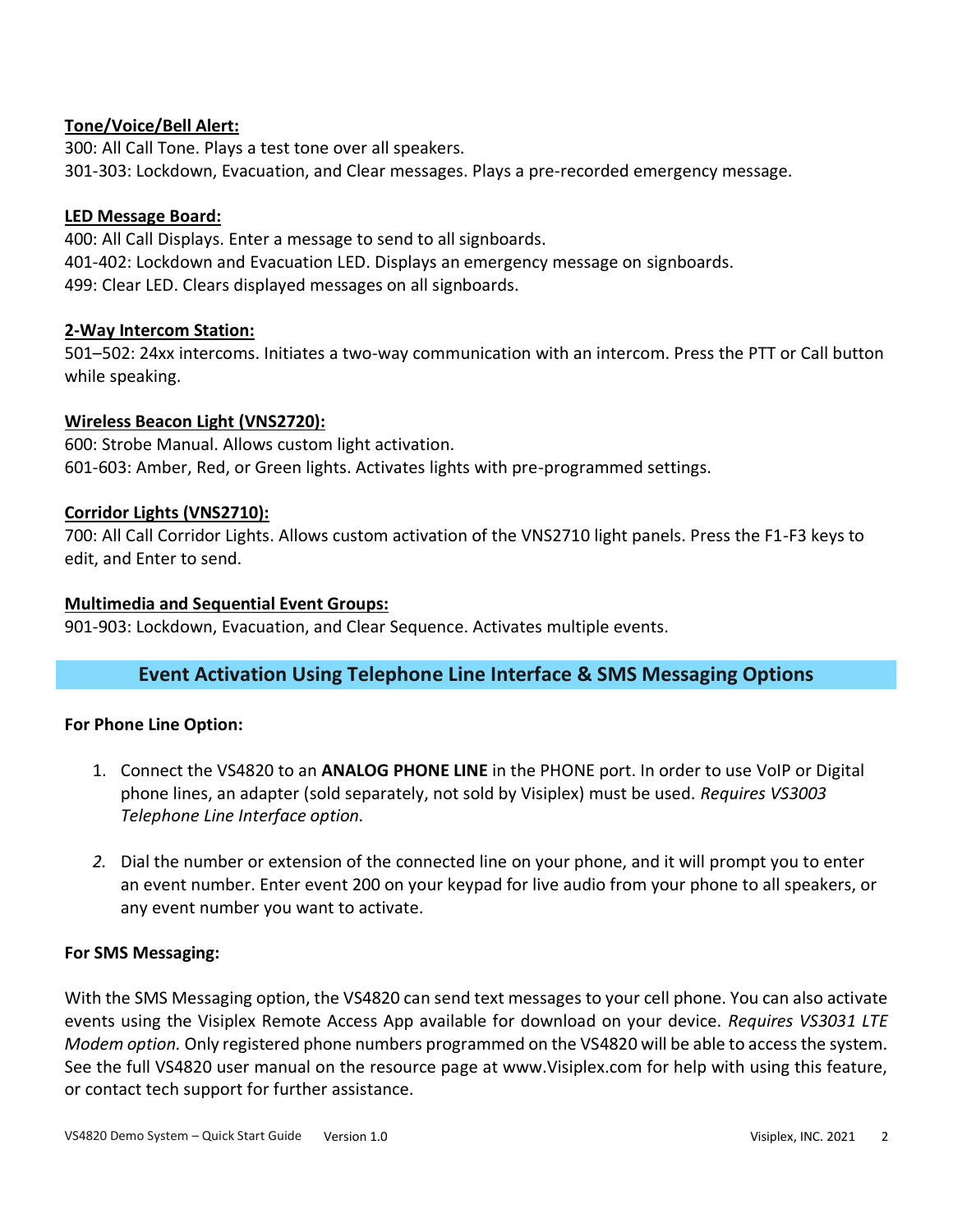**Tone/Voice/Bell Alert:**
300: All Call Tone. Plays a test tone over all speakers.
301-303: Lockdown, Evacuation, and Clear messages. Plays a pre-recorded emergency message.

**LED Message Board:**
400: All Call Displays. Enter a message to send to all signboards.
401-402: Lockdown and Evacuation LED. Displays an emergency message on signboards.
499: Clear LED. Clears displayed messages on all signboards.

**2-Way Intercom Station:**
501–502: 24xx intercoms. Initiates a two-way communication with an intercom. Press the PTT or Call button while speaking.

**Wireless Beacon Light (VNS2720):**
600: Strobe Manual. Allows custom light activation.
601-603: Amber, Red, or Green lights. Activates lights with pre-programmed settings.

**Corridor Lights (VNS2710):**
700: All Call Corridor Lights. Allows custom activation of the VNS2710 light panels. Press the F1-F3 keys to edit, and Enter to send.

**Multimedia and Sequential Event Groups:**
901-903: Lockdown, Evacuation, and Clear Sequence. Activates multiple events.

## Event Activation Using Telephone Line Interface & SMS Messaging Options

**For Phone Line Option:**

1. Connect the VS4820 to an **ANALOG PHONE LINE** in the PHONE port. In order to use VoIP or Digital phone lines, an adapter (sold separately, not sold by Visiplex) must be used. *Requires VS3003 Telephone Line Interface option.*

2. Dial the number or extension of the connected line on your phone, and it will prompt you to enter an event number. Enter event 200 on your keypad for live audio from your phone to all speakers, or any event number you want to activate.

**For SMS Messaging:**

With the SMS Messaging option, the VS4820 can send text messages to your cell phone. You can also activate events using the Visiplex Remote Access App available for download on your device. *Requires VS3031 LTE Modem option.* Only registered phone numbers programmed on the VS4820 will be able to access the system. See the full VS4820 user manual on the resource page at www.Visiplex.com for help with using this feature, or contact tech support for further assistance.